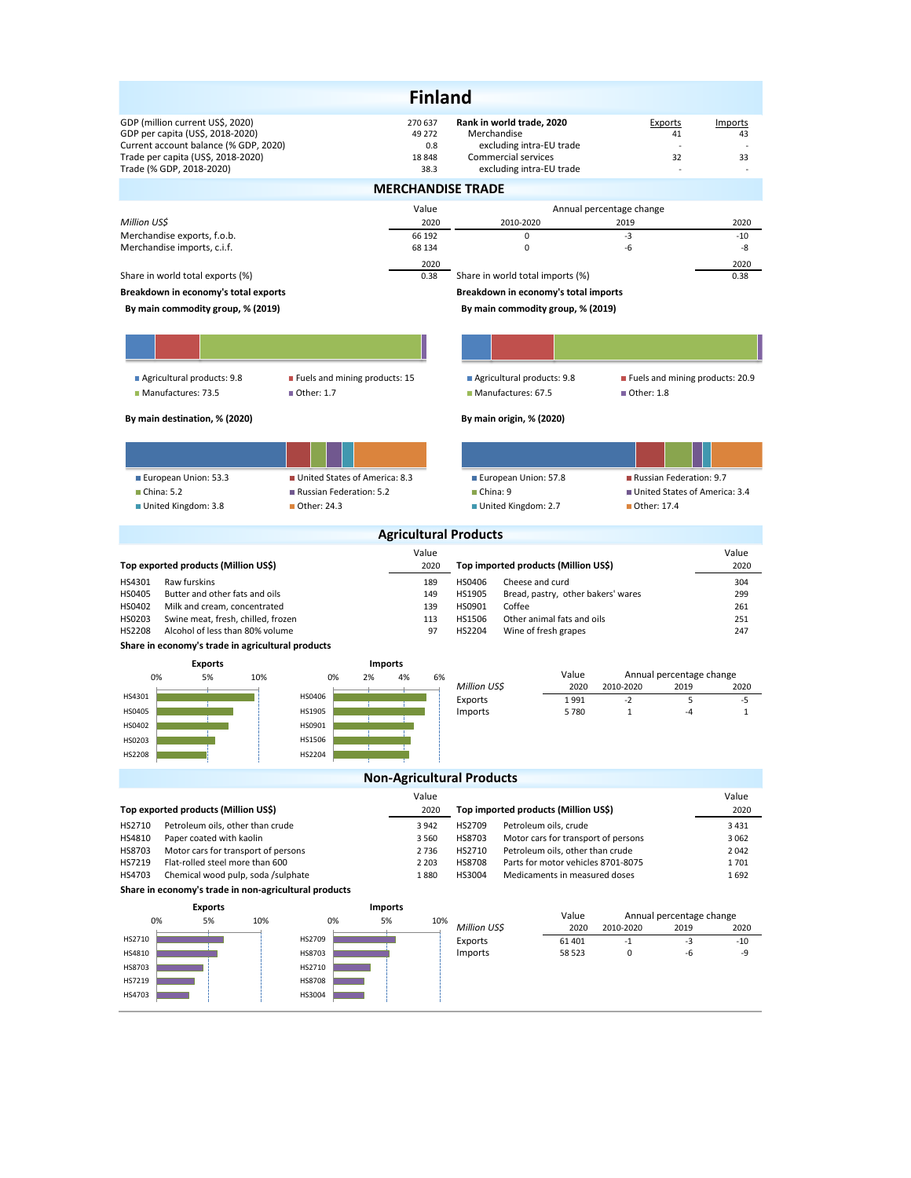# Finland

| | |
|---|---|
| GDP (million current US$, 2020) | 270 637 |
| GDP per capita (US$, 2018-2020) | 49 272 |
| Current account balance (% GDP, 2020) | 0.8 |
| Trade per capita (US$, 2018-2020) | 18 848 |
| Trade (% GDP, 2018-2020) | 38.3 |

| Rank in world trade, 2020 | Exports | Imports |
|---|---|---|
| Merchandise | 41 | 43 |
| excluding intra-EU trade | - | - |
| Commercial services | 32 | 33 |
| excluding intra-EU trade | - | - |

## MERCHANDISE TRADE

| Million US$ | Value 2020 | Annual percentage change 2010-2020 | 2019 | 2020 |
|---|---|---|---|---|
| Merchandise exports, f.o.b. | 66 192 | 0 | -3 | -10 |
| Merchandise imports, c.i.f. | 68 134 | 0 | -6 | -8 |

| | 2020 |
|---|---|
| Share in world total exports (%) | 0.38 |
| Share in world total imports (%) | 0.38 |

**Breakdown in economy's total exports**

**By main commodity group, % (2019)**

- Agricultural products: 9.8
- Fuels and mining products: 15
- Manufactures: 73.5
- Other: 1.7

**By main destination, % (2020)**

- European Union: 53.3
- United States of America: 8.3
- China: 5.2
- Russian Federation: 5.2
- United Kingdom: 3.8
- Other: 24.3

**Breakdown in economy's total imports**

**By main commodity group, % (2019)**

- Agricultural products: 9.8
- Fuels and mining products: 20.9
- Manufactures: 67.5
- Other: 1.8

**By main origin, % (2020)**

- European Union: 57.8
- Russian Federation: 9.7
- China: 9
- United States of America: 3.4
- United Kingdom: 2.7
- Other: 17.4

## Agricultural Products

| Top exported products (Million US$) | | Value 2020 |
|---|---|---|
| HS4301 | Raw furskins | 189 |
| HS0405 | Butter and other fats and oils | 149 |
| HS0402 | Milk and cream, concentrated | 139 |
| HS0203 | Swine meat, fresh, chilled, frozen | 113 |
| HS2208 | Alcohol of less than 80% volume | 97 |

| Top imported products (Million US$) | | Value 2020 |
|---|---|---|
| HS0406 | Cheese and curd | 304 |
| HS1905 | Bread, pastry, other bakers' wares | 299 |
| HS0901 | Coffee | 261 |
| HS1506 | Other animal fats and oils | 251 |
| HS2204 | Wine of fresh grapes | 247 |

**Share in economy's trade in agricultural products**

| Million US$ | Value 2020 | Annual percentage change 2010-2020 | 2019 | 2020 |
|---|---|---|---|---|
| Exports | 1 991 | -2 | 5 | -5 |
| Imports | 5 780 | 1 | -4 | 1 |

## Non-Agricultural Products

| Top exported products (Million US$) | | Value 2020 |
|---|---|---|
| HS2710 | Petroleum oils, other than crude | 3 942 |
| HS4810 | Paper coated with kaolin | 3 560 |
| HS8703 | Motor cars for transport of persons | 2 736 |
| HS7219 | Flat-rolled steel more than 600 | 2 203 |
| HS4703 | Chemical wood pulp, soda /sulphate | 1 880 |

| Top imported products (Million US$) | | Value 2020 |
|---|---|---|
| HS2709 | Petroleum oils, crude | 3 431 |
| HS8703 | Motor cars for transport of persons | 3 062 |
| HS2710 | Petroleum oils, other than crude | 2 042 |
| HS8708 | Parts for motor vehicles 8701-8075 | 1 701 |
| HS3004 | Medicaments in measured doses | 1 692 |

**Share in economy's trade in non-agricultural products**

| Million US$ | Value 2020 | Annual percentage change 2010-2020 | 2019 | 2020 |
|---|---|---|---|---|
| Exports | 61 401 | -1 | -3 | -10 |
| Imports | 58 523 | 0 | -6 | -9 |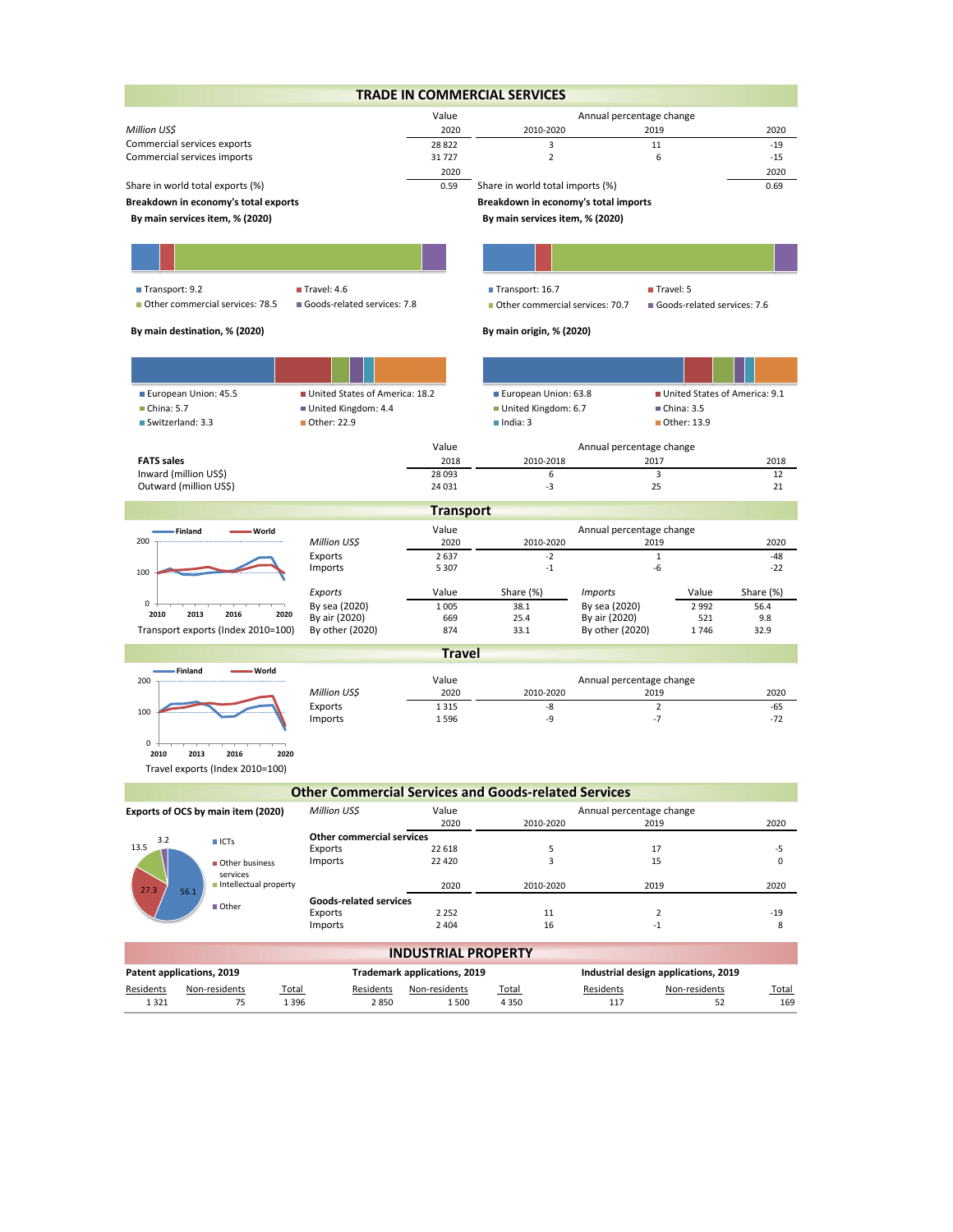## TRADE IN COMMERCIAL SERVICES

| *Million US$* | Value 2020 | Annual percentage change 2010-2020 | 2019 | 2020 |
|---|---|---|---|---|
| Commercial services exports | 28 822 | 3 | 11 | -19 |
| Commercial services imports | 31 727 | 2 | 6 | -15 |

| | 2020 | | 2020 |
|---|---|---|---|
| Share in world total exports (%) | 0.59 | Share in world total imports (%) | 0.69 |

**Breakdown in economy's total exports**

**By main services item, % (2020)**

Transport: 9.2
Travel: 4.6
Other commercial services: 78.5
Goods-related services: 7.8

**Breakdown in economy's total imports**

**By main services item, % (2020)**

Transport: 16.7
Travel: 5
Other commercial services: 70.7
Goods-related services: 7.6

**By main destination, % (2020)**

European Union: 45.5
United States of America: 18.2
China: 5.7
United Kingdom: 4.4
Switzerland: 3.3
Other: 22.9

**By main origin, % (2020)**

European Union: 63.8
United States of America: 9.1
United Kingdom: 6.7
China: 3.5
India: 3
Other: 13.9

| **FATS sales** | Value 2018 | Annual percentage change 2010-2018 | 2017 | 2018 |
|---|---|---|---|---|
| Inward (million US$) | 28 093 | 6 | 3 | 12 |
| Outward (million US$) | 24 031 | -3 | 25 | 21 |

## Transport

Finland
World
200
100
0
2010 2013 2016 2020
Transport exports (Index 2010=100)

| *Million US$* | Value 2020 | Annual percentage change 2010-2020 | 2019 | 2020 |
|---|---|---|---|---|
| Exports | 2 637 | -2 | 1 | -48 |
| Imports | 5 307 | -1 | -6 | -22 |

| *Exports* | Value | Share (%) | *Imports* | Value | Share (%) |
|---|---|---|---|---|---|
| By sea (2020) | 1 005 | 38.1 | By sea (2020) | 2 992 | 56.4 |
| By air (2020) | 669 | 25.4 | By air (2020) | 521 | 9.8 |
| By other (2020) | 874 | 33.1 | By other (2020) | 1 746 | 32.9 |

## Travel

Finland
World
200
100
0
2010 2013 2016 2020
Travel exports (Index 2010=100)

| *Million US$* | Value 2020 | Annual percentage change 2010-2020 | 2019 | 2020 |
|---|---|---|---|---|
| Exports | 1 315 | -8 | 2 | -65 |
| Imports | 1 596 | -9 | -7 | -72 |

## Other Commercial Services and Goods-related Services

**Exports of OCS by main item (2020)**

ICTs
Other business services
Intellectual property
Other
56.1
27.3
13.5
3.2

| *Million US$* | Value 2020 | Annual percentage change 2010-2020 | 2019 | 2020 |
|---|---|---|---|---|
| **Other commercial services** | | | | |
| Exports | 22 618 | 5 | 17 | -5 |
| Imports | 22 420 | 3 | 15 | 0 |
| | 2020 | 2010-2020 | 2019 | 2020 |
| **Goods-related services** | | | | |
| Exports | 2 252 | 11 | 2 | -19 |
| Imports | 2 404 | 16 | -1 | 8 |

## INDUSTRIAL PROPERTY

| Patent applications, 2019 | | | Trademark applications, 2019 | | | Industrial design applications, 2019 | | |
|---|---|---|---|---|---|---|---|---|
| Residents | Non-residents | Total | Residents | Non-residents | Total | Residents | Non-residents | Total |
| 1 321 | 75 | 1 396 | 2 850 | 1 500 | 4 350 | 117 | 52 | 169 |